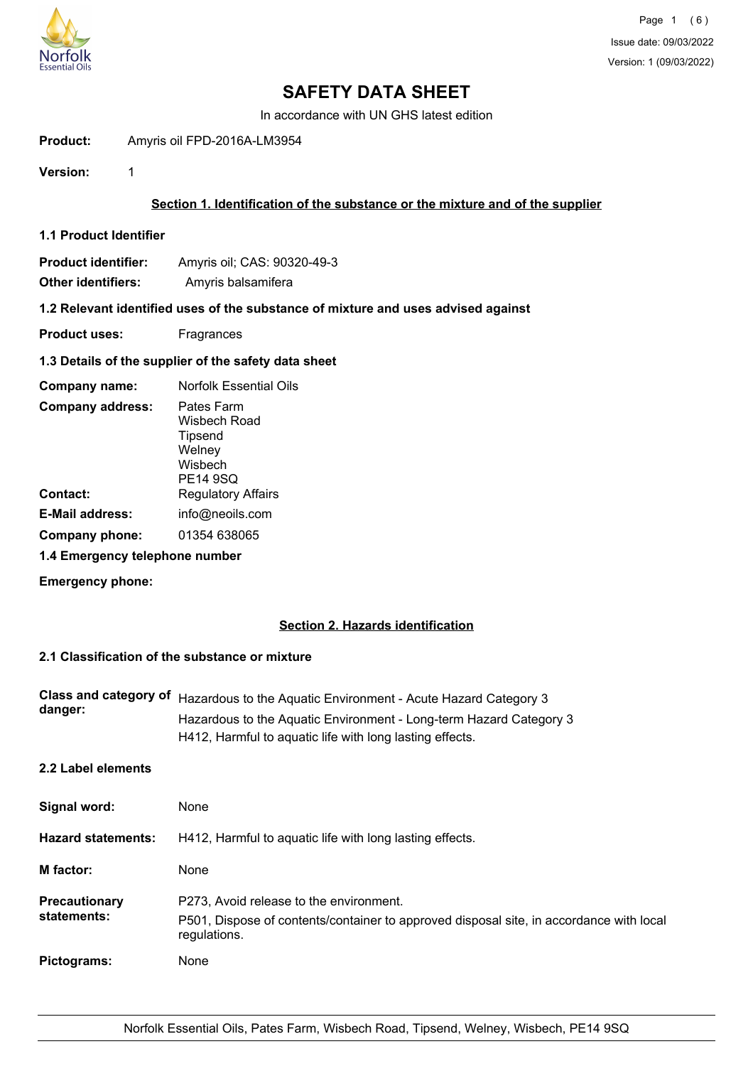Issue date: 09/03/2022

Version: 1 (09/03/2022)

# SAFETY DATA SHEET

In accordance with UN GHS latest edition

**Product:** Amyris oil FPD-2016A-LM3954

**Version:** 1

## Section 1. Identification of the substance or the mixture and of the supplier

### 1.1 Product Identifier

**Product identifier:** Amyris oil; CAS: 90320-49-3

**Other identifiers:** Amyris balsamifera

### 1.2 Relevant identified uses of the substance of mixture and uses advised against

**Product uses:** Fragrances

### 1.3 Details of the supplier of the safety data sheet

**Company name:** Norfolk Essential Oils

**Company address:** Pates Farm
Wisbech Road
Tipsend
Welney
Wisbech
PE14 9SQ

**Contact:** Regulatory Affairs

**E-Mail address:** info@neoils.com

**Company phone:** 01354 638065

### 1.4 Emergency telephone number

**Emergency phone:**

## Section 2. Hazards identification

### 2.1 Classification of the substance or mixture

**Class and category of danger:** Hazardous to the Aquatic Environment - Acute Hazard Category 3
Hazardous to the Aquatic Environment - Long-term Hazard Category 3
H412, Harmful to aquatic life with long lasting effects.

### 2.2 Label elements

**Signal word:** None

**Hazard statements:** H412, Harmful to aquatic life with long lasting effects.

**M factor:** None

**Precautionary statements:** P273, Avoid release to the environment.
P501, Dispose of contents/container to approved disposal site, in accordance with local regulations.

**Pictograms:** None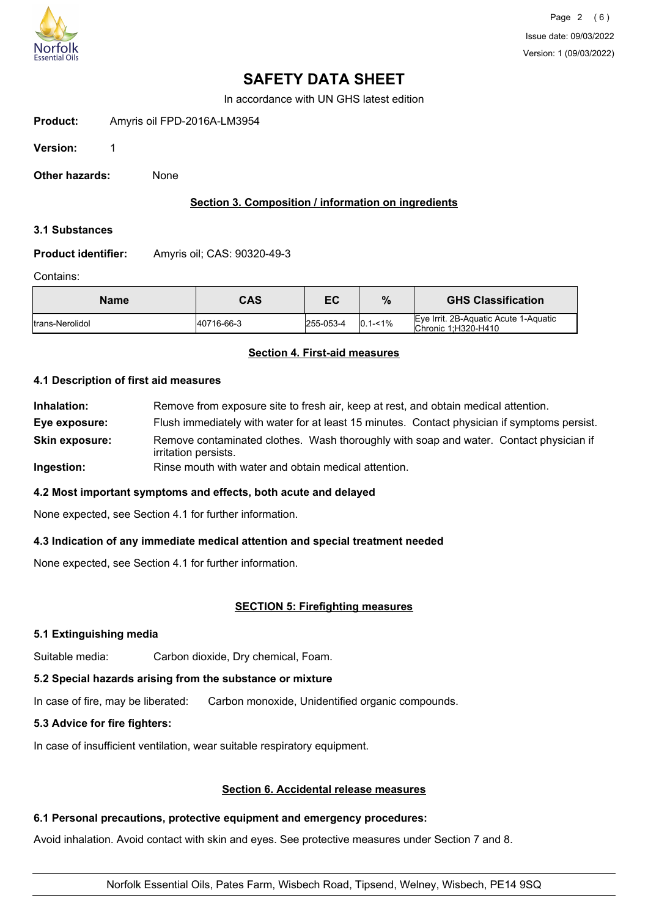# SAFETY DATA SHEET

In accordance with UN GHS latest edition

**Product:** Amyris oil FPD-2016A-LM3954

**Version:** 1

**Other hazards:** None

## Section 3. Composition / information on ingredients

### 3.1 Substances

**Product identifier:** Amyris oil; CAS: 90320-49-3

Contains:

| Name | CAS | EC | % | GHS Classification |
|---|---|---|---|---|
| trans-Nerolidol | 40716-66-3 | 255-053-4 | 0.1-<1% | Eye Irrit. 2B-Aquatic Acute 1-Aquatic Chronic 1;H320-H410 |

## Section 4. First-aid measures

### 4.1 Description of first aid measures

**Inhalation:** Remove from exposure site to fresh air, keep at rest, and obtain medical attention.

**Eye exposure:** Flush immediately with water for at least 15 minutes. Contact physician if symptoms persist.

**Skin exposure:** Remove contaminated clothes. Wash thoroughly with soap and water. Contact physician if irritation persists.

**Ingestion:** Rinse mouth with water and obtain medical attention.

### 4.2 Most important symptoms and effects, both acute and delayed

None expected, see Section 4.1 for further information.

### 4.3 Indication of any immediate medical attention and special treatment needed

None expected, see Section 4.1 for further information.

## SECTION 5: Firefighting measures

### 5.1 Extinguishing media

Suitable media: Carbon dioxide, Dry chemical, Foam.

### 5.2 Special hazards arising from the substance or mixture

In case of fire, may be liberated: Carbon monoxide, Unidentified organic compounds.

### 5.3 Advice for fire fighters:

In case of insufficient ventilation, wear suitable respiratory equipment.

## Section 6. Accidental release measures

### 6.1 Personal precautions, protective equipment and emergency procedures:

Avoid inhalation. Avoid contact with skin and eyes. See protective measures under Section 7 and 8.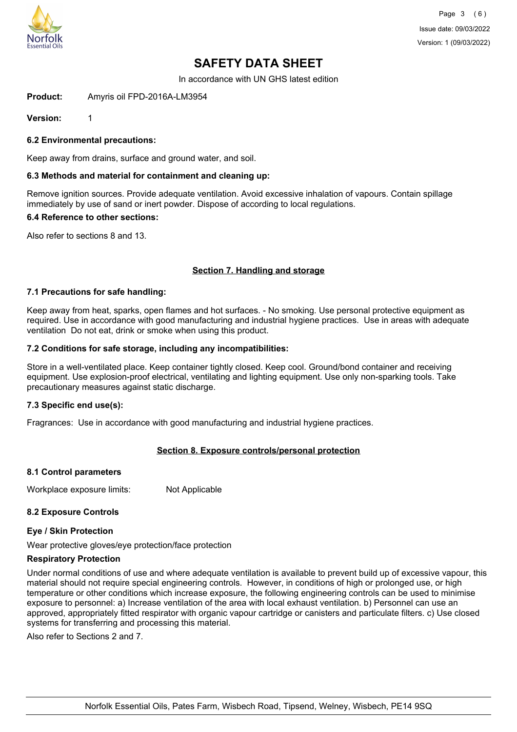# SAFETY DATA SHEET

In accordance with UN GHS latest edition

**Product:** Amyris oil FPD-2016A-LM3954

**Version:** 1

### 6.2 Environmental precautions:

Keep away from drains, surface and ground water, and soil.

### 6.3 Methods and material for containment and cleaning up:

Remove ignition sources. Provide adequate ventilation. Avoid excessive inhalation of vapours. Contain spillage immediately by use of sand or inert powder. Dispose of according to local regulations.

### 6.4 Reference to other sections:

Also refer to sections 8 and 13.

## Section 7. Handling and storage

### 7.1 Precautions for safe handling:

Keep away from heat, sparks, open flames and hot surfaces. - No smoking. Use personal protective equipment as required. Use in accordance with good manufacturing and industrial hygiene practices. Use in areas with adequate ventilation Do not eat, drink or smoke when using this product.

### 7.2 Conditions for safe storage, including any incompatibilities:

Store in a well-ventilated place. Keep container tightly closed. Keep cool. Ground/bond container and receiving equipment. Use explosion-proof electrical, ventilating and lighting equipment. Use only non-sparking tools. Take precautionary measures against static discharge.

### 7.3 Specific end use(s):

Fragrances: Use in accordance with good manufacturing and industrial hygiene practices.

## Section 8. Exposure controls/personal protection

### 8.1 Control parameters

Workplace exposure limits: Not Applicable

### 8.2 Exposure Controls

**Eye / Skin Protection**

Wear protective gloves/eye protection/face protection

**Respiratory Protection**

Under normal conditions of use and where adequate ventilation is available to prevent build up of excessive vapour, this material should not require special engineering controls. However, in conditions of high or prolonged use, or high temperature or other conditions which increase exposure, the following engineering controls can be used to minimise exposure to personnel: a) Increase ventilation of the area with local exhaust ventilation. b) Personnel can use an approved, appropriately fitted respirator with organic vapour cartridge or canisters and particulate filters. c) Use closed systems for transferring and processing this material.

Also refer to Sections 2 and 7.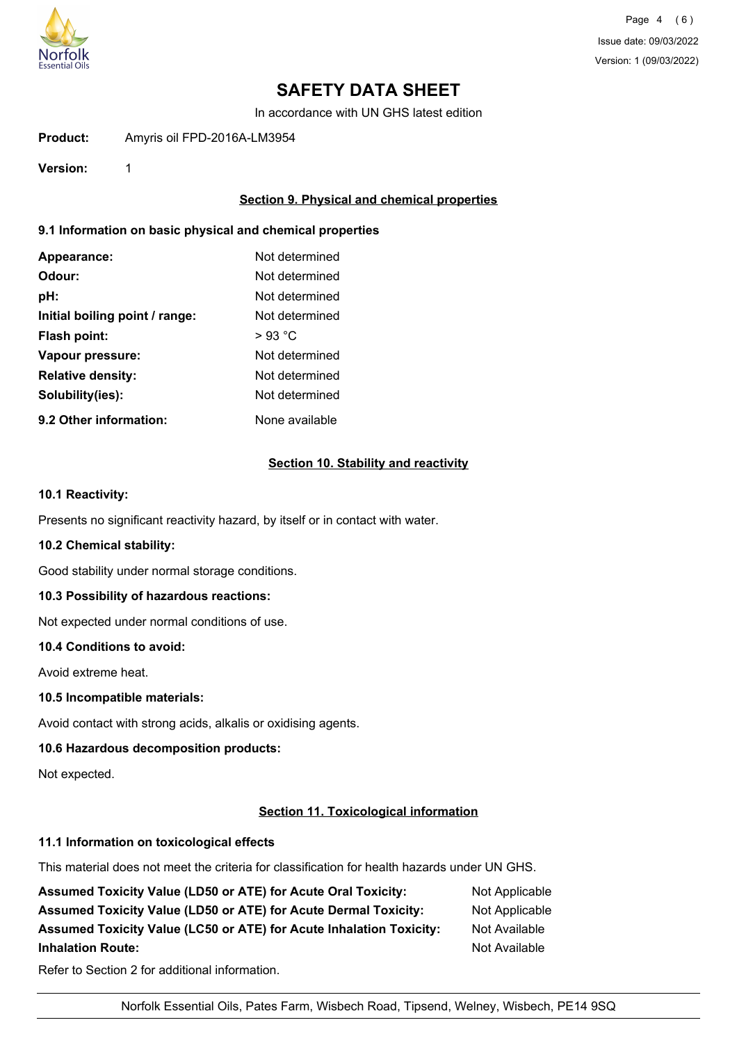# SAFETY DATA SHEET

In accordance with UN GHS latest edition

**Product:** Amyris oil FPD-2016A-LM3954

**Version:** 1

## Section 9. Physical and chemical properties

### 9.1 Information on basic physical and chemical properties

| | |
|---|---|
| **Appearance:** | Not determined |
| **Odour:** | Not determined |
| **pH:** | Not determined |
| **Initial boiling point / range:** | Not determined |
| **Flash point:** | > 93 °C |
| **Vapour pressure:** | Not determined |
| **Relative density:** | Not determined |
| **Solubility(ies):** | Not determined |
| **9.2 Other information:** | None available |

## Section 10. Stability and reactivity

### 10.1 Reactivity:

Presents no significant reactivity hazard, by itself or in contact with water.

### 10.2 Chemical stability:

Good stability under normal storage conditions.

### 10.3 Possibility of hazardous reactions:

Not expected under normal conditions of use.

### 10.4 Conditions to avoid:

Avoid extreme heat.

### 10.5 Incompatible materials:

Avoid contact with strong acids, alkalis or oxidising agents.

### 10.6 Hazardous decomposition products:

Not expected.

## Section 11. Toxicological information

### 11.1 Information on toxicological effects

This material does not meet the criteria for classification for health hazards under UN GHS.

| | |
|---|---|
| **Assumed Toxicity Value (LD50 or ATE) for Acute Oral Toxicity:** | Not Applicable |
| **Assumed Toxicity Value (LD50 or ATE) for Acute Dermal Toxicity:** | Not Applicable |
| **Assumed Toxicity Value (LC50 or ATE) for Acute Inhalation Toxicity:** | Not Available |
| **Inhalation Route:** | Not Available |

Refer to Section 2 for additional information.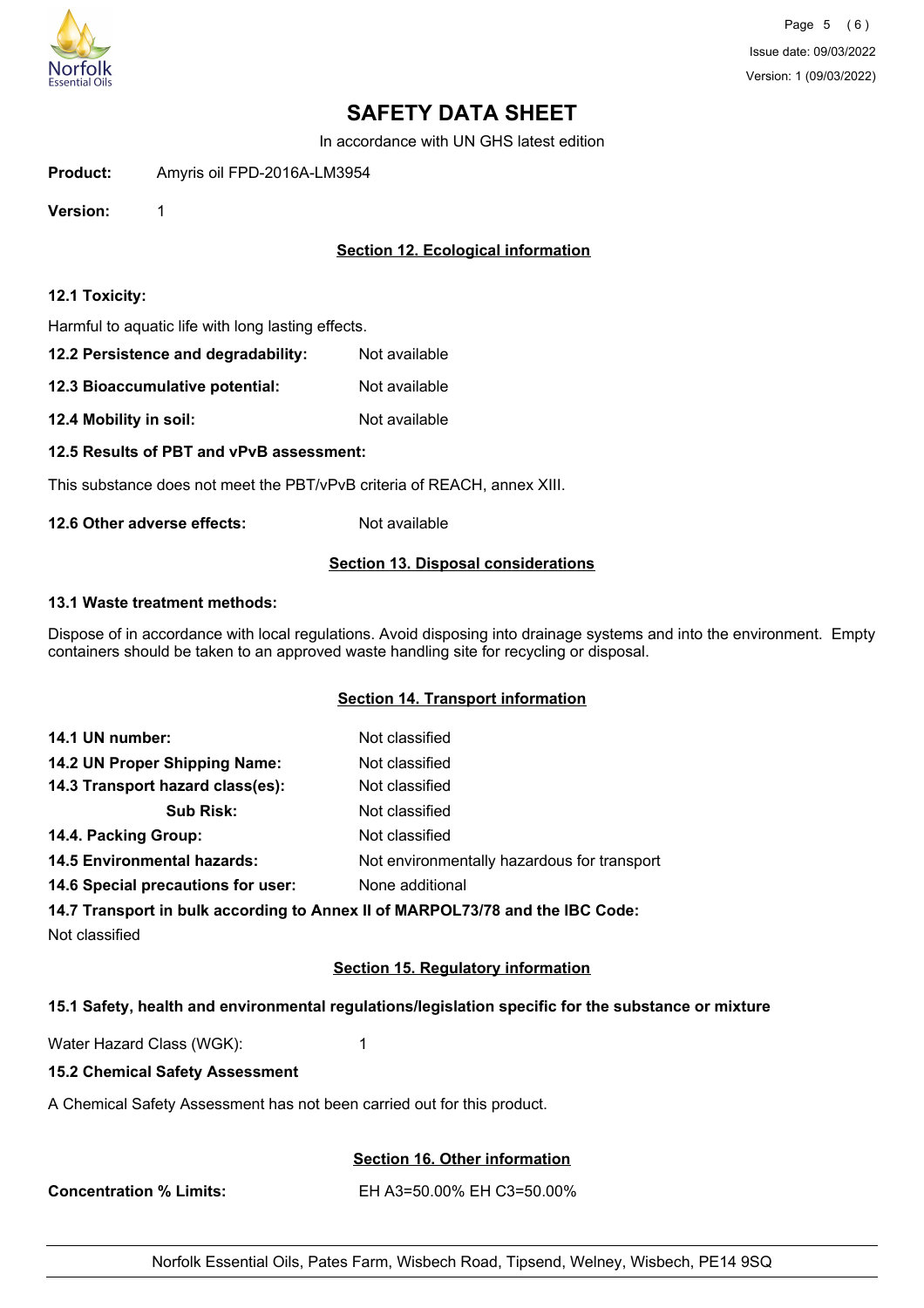# SAFETY DATA SHEET

In accordance with UN GHS latest edition

**Product:** Amyris oil FPD-2016A-LM3954

**Version:** 1

## Section 12. Ecological information

**12.1 Toxicity:**

Harmful to aquatic life with long lasting effects.

**12.2 Persistence and degradability:** Not available

**12.3 Bioaccumulative potential:** Not available

**12.4 Mobility in soil:** Not available

**12.5 Results of PBT and vPvB assessment:**

This substance does not meet the PBT/vPvB criteria of REACH, annex XIII.

**12.6 Other adverse effects:** Not available

## Section 13. Disposal considerations

**13.1 Waste treatment methods:**

Dispose of in accordance with local regulations. Avoid disposing into drainage systems and into the environment. Empty containers should be taken to an approved waste handling site for recycling or disposal.

## Section 14. Transport information

**14.1 UN number:** Not classified

**14.2 UN Proper Shipping Name:** Not classified

**14.3 Transport hazard class(es):** Not classified

**Sub Risk:** Not classified

**14.4. Packing Group:** Not classified

**14.5 Environmental hazards:** Not environmentally hazardous for transport

**14.6 Special precautions for user:** None additional

**14.7 Transport in bulk according to Annex II of MARPOL73/78 and the IBC Code:**

Not classified

## Section 15. Regulatory information

**15.1 Safety, health and environmental regulations/legislation specific for the substance or mixture**

Water Hazard Class (WGK): 1

**15.2 Chemical Safety Assessment**

A Chemical Safety Assessment has not been carried out for this product.

## Section 16. Other information

**Concentration % Limits:** EH A3=50.00% EH C3=50.00%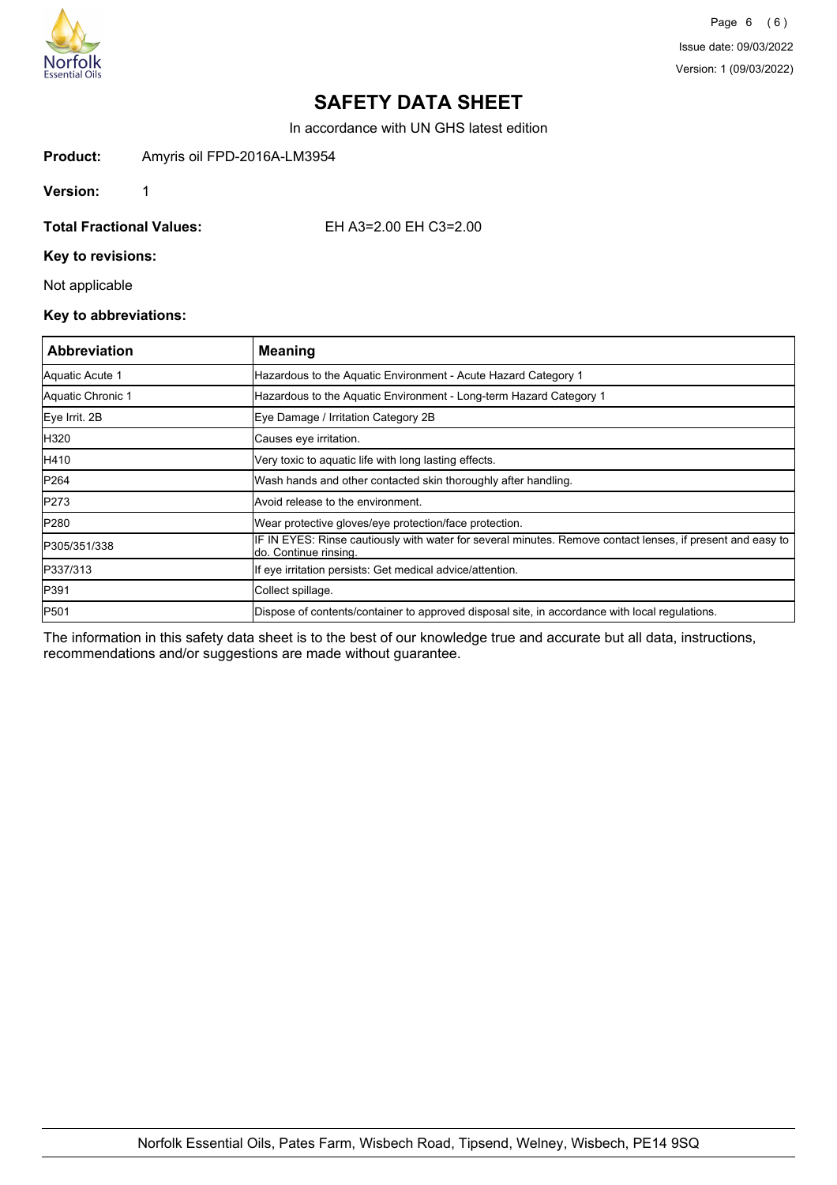# SAFETY DATA SHEET

In accordance with UN GHS latest edition

**Product:** Amyris oil FPD-2016A-LM3954

**Version:** 1

**Total Fractional Values:** EH A3=2.00 EH C3=2.00

**Key to revisions:**

Not applicable

**Key to abbreviations:**

| Abbreviation | Meaning |
|---|---|
| Aquatic Acute 1 | Hazardous to the Aquatic Environment - Acute Hazard Category 1 |
| Aquatic Chronic 1 | Hazardous to the Aquatic Environment - Long-term Hazard Category 1 |
| Eye Irrit. 2B | Eye Damage / Irritation Category 2B |
| H320 | Causes eye irritation. |
| H410 | Very toxic to aquatic life with long lasting effects. |
| P264 | Wash hands and other contacted skin thoroughly after handling. |
| P273 | Avoid release to the environment. |
| P280 | Wear protective gloves/eye protection/face protection. |
| P305/351/338 | IF IN EYES: Rinse cautiously with water for several minutes. Remove contact lenses, if present and easy to do. Continue rinsing. |
| P337/313 | If eye irritation persists: Get medical advice/attention. |
| P391 | Collect spillage. |
| P501 | Dispose of contents/container to approved disposal site, in accordance with local regulations. |

The information in this safety data sheet is to the best of our knowledge true and accurate but all data, instructions, recommendations and/or suggestions are made without guarantee.